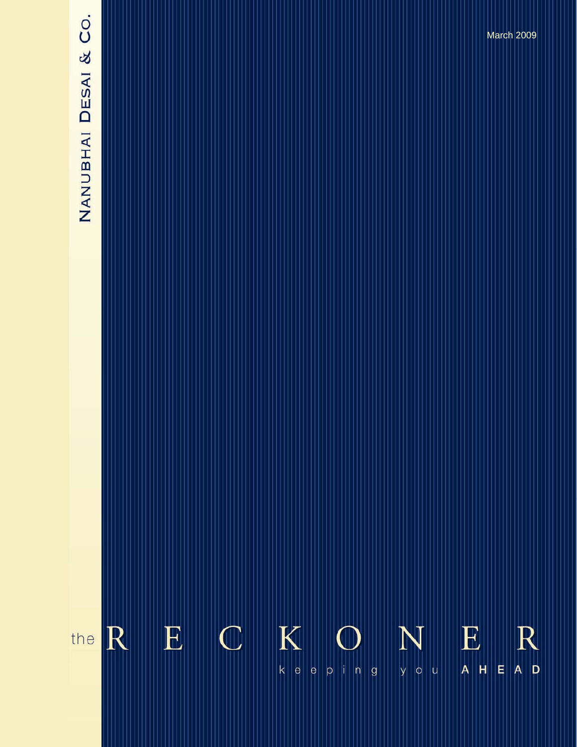Nanubhai Desai & Co.

March 2009

# the RECKONER

keeping you AHEAD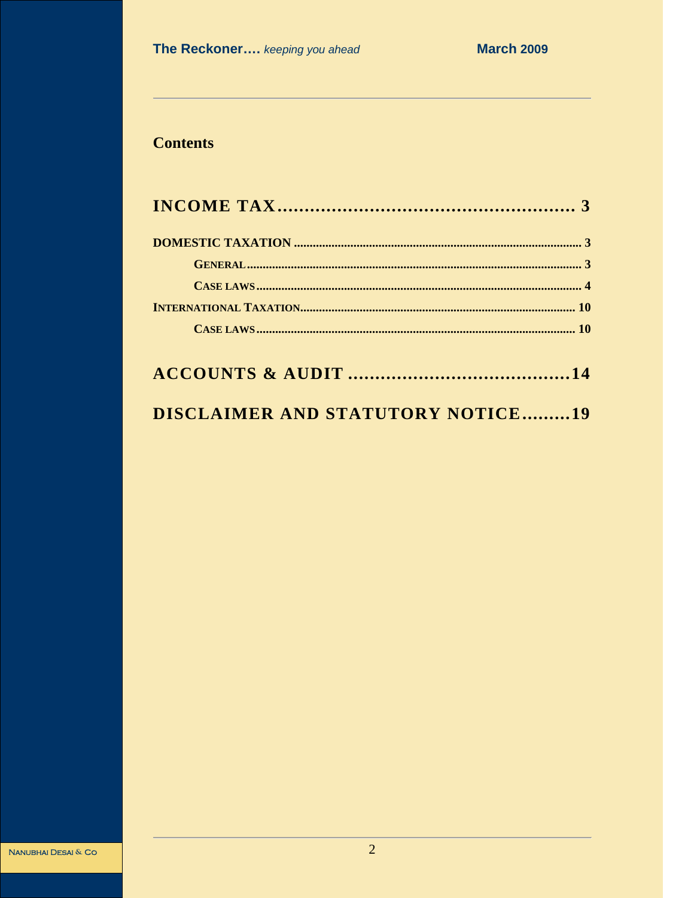## Contents

**INCOME TAX ...................................................... 3**

**DOMESTIC TAXATION ....................................................... 3**

- **GENERAL ....................................................... 3**
- **CASE LAWS ....................................................... 4**

**INTERNATIONAL TAXATION ....................................................... 10**

- **CASE LAWS ....................................................... 10**

**ACCOUNTS & AUDIT ........................................ 14**

**DISCLAIMER AND STATUTORY NOTICE ......... 19**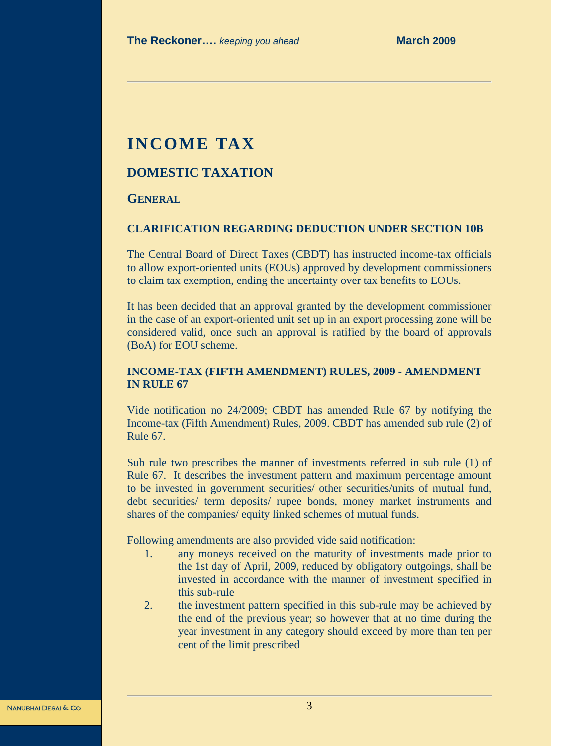# INCOME TAX

## DOMESTIC TAXATION

### GENERAL

#### CLARIFICATION REGARDING DEDUCTION UNDER SECTION 10B

The Central Board of Direct Taxes (CBDT) has instructed income-tax officials to allow export-oriented units (EOUs) approved by development commissioners to claim tax exemption, ending the uncertainty over tax benefits to EOUs.

It has been decided that an approval granted by the development commissioner in the case of an export-oriented unit set up in an export processing zone will be considered valid, once such an approval is ratified by the board of approvals (BoA) for EOU scheme.

#### INCOME-TAX (FIFTH AMENDMENT) RULES, 2009 - AMENDMENT IN RULE 67

Vide notification no 24/2009; CBDT has amended Rule 67 by notifying the Income-tax (Fifth Amendment) Rules, 2009. CBDT has amended sub rule (2) of Rule 67.

Sub rule two prescribes the manner of investments referred in sub rule (1) of Rule 67. It describes the investment pattern and maximum percentage amount to be invested in government securities/ other securities/units of mutual fund, debt securities/ term deposits/ rupee bonds, money market instruments and shares of the companies/ equity linked schemes of mutual funds.

Following amendments are also provided vide said notification:

1. any moneys received on the maturity of investments made prior to the 1st day of April, 2009, reduced by obligatory outgoings, shall be invested in accordance with the manner of investment specified in this sub-rule
2. the investment pattern specified in this sub-rule may be achieved by the end of the previous year; so however that at no time during the year investment in any category should exceed by more than ten per cent of the limit prescribed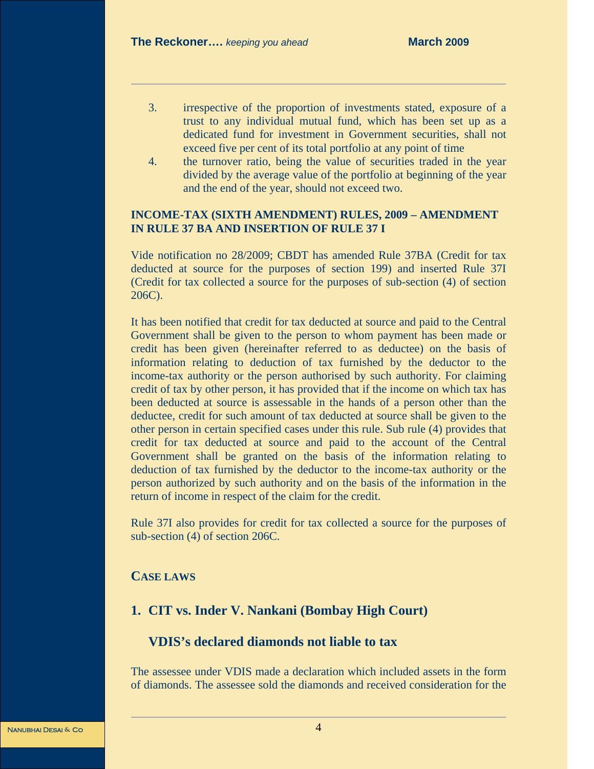3. irrespective of the proportion of investments stated, exposure of a trust to any individual mutual fund, which has been set up as a dedicated fund for investment in Government securities, shall not exceed five per cent of its total portfolio at any point of time
4. the turnover ratio, being the value of securities traded in the year divided by the average value of the portfolio at beginning of the year and the end of the year, should not exceed two.

### INCOME-TAX (SIXTH AMENDMENT) RULES, 2009 – AMENDMENT IN RULE 37 BA AND INSERTION OF RULE 37 I

Vide notification no 28/2009; CBDT has amended Rule 37BA (Credit for tax deducted at source for the purposes of section 199) and inserted Rule 37I (Credit for tax collected a source for the purposes of sub-section (4) of section 206C).

It has been notified that credit for tax deducted at source and paid to the Central Government shall be given to the person to whom payment has been made or credit has been given (hereinafter referred to as deductee) on the basis of information relating to deduction of tax furnished by the deductor to the income-tax authority or the person authorised by such authority. For claiming credit of tax by other person, it has provided that if the income on which tax has been deducted at source is assessable in the hands of a person other than the deductee, credit for such amount of tax deducted at source shall be given to the other person in certain specified cases under this rule. Sub rule (4) provides that credit for tax deducted at source and paid to the account of the Central Government shall be granted on the basis of the information relating to deduction of tax furnished by the deductor to the income-tax authority or the person authorized by such authority and on the basis of the information in the return of income in respect of the claim for the credit.

Rule 37I also provides for credit for tax collected a source for the purposes of sub-section (4) of section 206C.

## CASE LAWS

### 1. CIT vs. Inder V. Nankani (Bombay High Court)

### VDIS's declared diamonds not liable to tax

The assessee under VDIS made a declaration which included assets in the form of diamonds. The assessee sold the diamonds and received consideration for the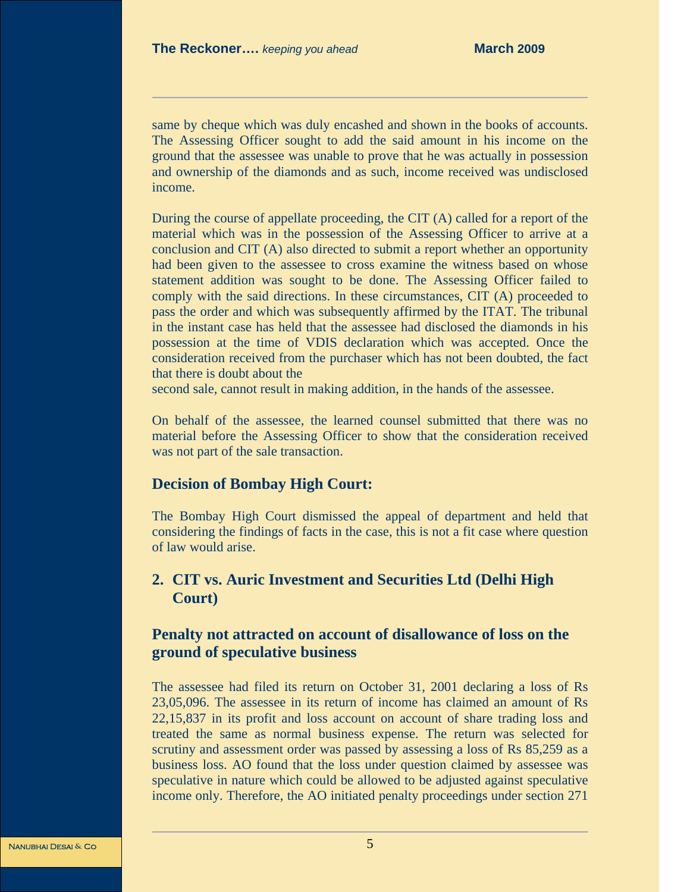same by cheque which was duly encashed and shown in the books of accounts. The Assessing Officer sought to add the said amount in his income on the ground that the assessee was unable to prove that he was actually in possession and ownership of the diamonds and as such, income received was undisclosed income.

During the course of appellate proceeding, the CIT (A) called for a report of the material which was in the possession of the Assessing Officer to arrive at a conclusion and CIT (A) also directed to submit a report whether an opportunity had been given to the assessee to cross examine the witness based on whose statement addition was sought to be done. The Assessing Officer failed to comply with the said directions. In these circumstances, CIT (A) proceeded to pass the order and which was subsequently affirmed by the ITAT. The tribunal in the instant case has held that the assessee had disclosed the diamonds in his possession at the time of VDIS declaration which was accepted. Once the consideration received from the purchaser which has not been doubted, the fact that there is doubt about the second sale, cannot result in making addition, in the hands of the assessee.

On behalf of the assessee, the learned counsel submitted that there was no material before the Assessing Officer to show that the consideration received was not part of the sale transaction.

### Decision of Bombay High Court:

The Bombay High Court dismissed the appeal of department and held that considering the findings of facts in the case, this is not a fit case where question of law would arise.

## 2. CIT vs. Auric Investment and Securities Ltd (Delhi High Court)

### Penalty not attracted on account of disallowance of loss on the ground of speculative business

The assessee had filed its return on October 31, 2001 declaring a loss of Rs 23,05,096. The assessee in its return of income has claimed an amount of Rs 22,15,837 in its profit and loss account on account of share trading loss and treated the same as normal business expense. The return was selected for scrutiny and assessment order was passed by assessing a loss of Rs 85,259 as a business loss. AO found that the loss under question claimed by assessee was speculative in nature which could be allowed to be adjusted against speculative income only. Therefore, the AO initiated penalty proceedings under section 271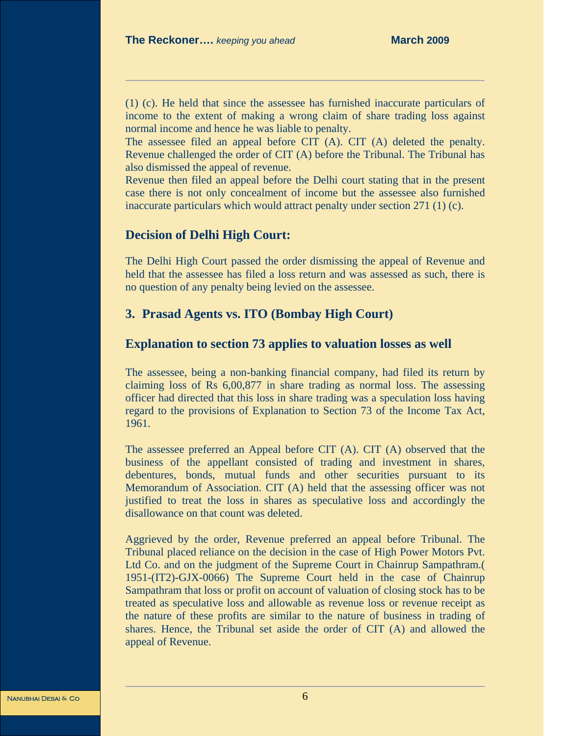(1) (c). He held that since the assessee has furnished inaccurate particulars of income to the extent of making a wrong claim of share trading loss against normal income and hence he was liable to penalty.

The assessee filed an appeal before CIT (A). CIT (A) deleted the penalty. Revenue challenged the order of CIT (A) before the Tribunal. The Tribunal has also dismissed the appeal of revenue.

Revenue then filed an appeal before the Delhi court stating that in the present case there is not only concealment of income but the assessee also furnished inaccurate particulars which would attract penalty under section 271 (1) (c).

### Decision of Delhi High Court:

The Delhi High Court passed the order dismissing the appeal of Revenue and held that the assessee has filed a loss return and was assessed as such, there is no question of any penalty being levied on the assessee.

## 3. Prasad Agents vs. ITO (Bombay High Court)

### Explanation to section 73 applies to valuation losses as well

The assessee, being a non-banking financial company, had filed its return by claiming loss of Rs 6,00,877 in share trading as normal loss. The assessing officer had directed that this loss in share trading was a speculation loss having regard to the provisions of Explanation to Section 73 of the Income Tax Act, 1961.

The assessee preferred an Appeal before CIT (A). CIT (A) observed that the business of the appellant consisted of trading and investment in shares, debentures, bonds, mutual funds and other securities pursuant to its Memorandum of Association. CIT (A) held that the assessing officer was not justified to treat the loss in shares as speculative loss and accordingly the disallowance on that count was deleted.

Aggrieved by the order, Revenue preferred an appeal before Tribunal. The Tribunal placed reliance on the decision in the case of High Power Motors Pvt. Ltd Co. and on the judgment of the Supreme Court in Chainrup Sampathram.( 1951-(IT2)-GJX-0066) The Supreme Court held in the case of Chainrup Sampathram that loss or profit on account of valuation of closing stock has to be treated as speculative loss and allowable as revenue loss or revenue receipt as the nature of these profits are similar to the nature of business in trading of shares. Hence, the Tribunal set aside the order of CIT (A) and allowed the appeal of Revenue.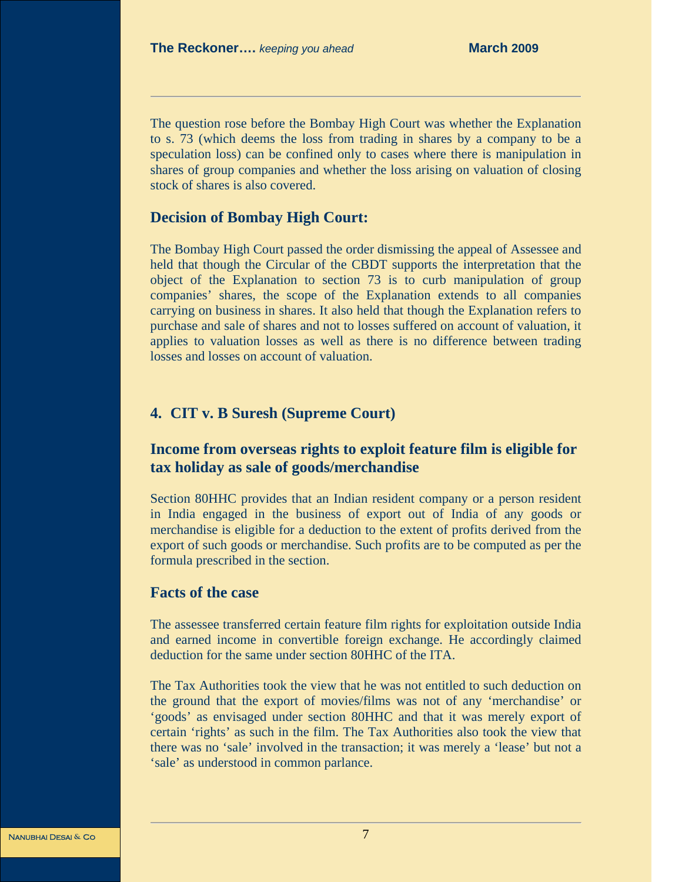The question rose before the Bombay High Court was whether the Explanation to s. 73 (which deems the loss from trading in shares by a company to be a speculation loss) can be confined only to cases where there is manipulation in shares of group companies and whether the loss arising on valuation of closing stock of shares is also covered.

### Decision of Bombay High Court:

The Bombay High Court passed the order dismissing the appeal of Assessee and held that though the Circular of the CBDT supports the interpretation that the object of the Explanation to section 73 is to curb manipulation of group companies' shares, the scope of the Explanation extends to all companies carrying on business in shares. It also held that though the Explanation refers to purchase and sale of shares and not to losses suffered on account of valuation, it applies to valuation losses as well as there is no difference between trading losses and losses on account of valuation.

## 4. CIT v. B Suresh (Supreme Court)

### Income from overseas rights to exploit feature film is eligible for tax holiday as sale of goods/merchandise

Section 80HHC provides that an Indian resident company or a person resident in India engaged in the business of export out of India of any goods or merchandise is eligible for a deduction to the extent of profits derived from the export of such goods or merchandise. Such profits are to be computed as per the formula prescribed in the section.

### Facts of the case

The assessee transferred certain feature film rights for exploitation outside India and earned income in convertible foreign exchange. He accordingly claimed deduction for the same under section 80HHC of the ITA.

The Tax Authorities took the view that he was not entitled to such deduction on the ground that the export of movies/films was not of any 'merchandise' or 'goods' as envisaged under section 80HHC and that it was merely export of certain 'rights' as such in the film. The Tax Authorities also took the view that there was no 'sale' involved in the transaction; it was merely a 'lease' but not a 'sale' as understood in common parlance.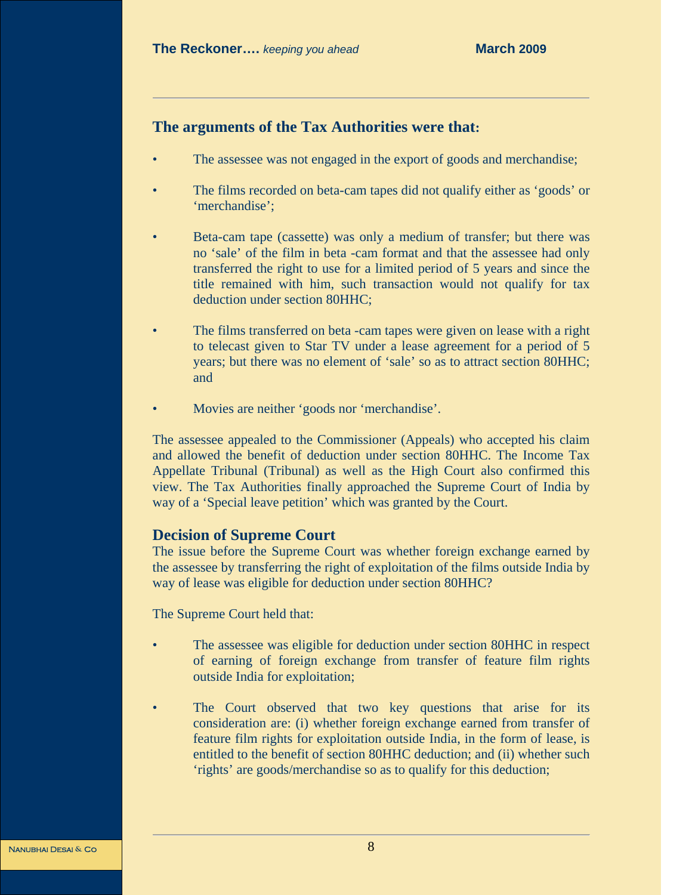## The arguments of the Tax Authorities were that:

- The assessee was not engaged in the export of goods and merchandise;
- The films recorded on beta-cam tapes did not qualify either as 'goods' or 'merchandise';
- Beta-cam tape (cassette) was only a medium of transfer; but there was no 'sale' of the film in beta -cam format and that the assessee had only transferred the right to use for a limited period of 5 years and since the title remained with him, such transaction would not qualify for tax deduction under section 80HHC;
- The films transferred on beta -cam tapes were given on lease with a right to telecast given to Star TV under a lease agreement for a period of 5 years; but there was no element of 'sale' so as to attract section 80HHC; and
- Movies are neither 'goods nor 'merchandise'.

The assessee appealed to the Commissioner (Appeals) who accepted his claim and allowed the benefit of deduction under section 80HHC. The Income Tax Appellate Tribunal (Tribunal) as well as the High Court also confirmed this view. The Tax Authorities finally approached the Supreme Court of India by way of a 'Special leave petition' which was granted by the Court.

## Decision of Supreme Court

The issue before the Supreme Court was whether foreign exchange earned by the assessee by transferring the right of exploitation of the films outside India by way of lease was eligible for deduction under section 80HHC?

The Supreme Court held that:

- The assessee was eligible for deduction under section 80HHC in respect of earning of foreign exchange from transfer of feature film rights outside India for exploitation;
- The Court observed that two key questions that arise for its consideration are: (i) whether foreign exchange earned from transfer of feature film rights for exploitation outside India, in the form of lease, is entitled to the benefit of section 80HHC deduction; and (ii) whether such 'rights' are goods/merchandise so as to qualify for this deduction;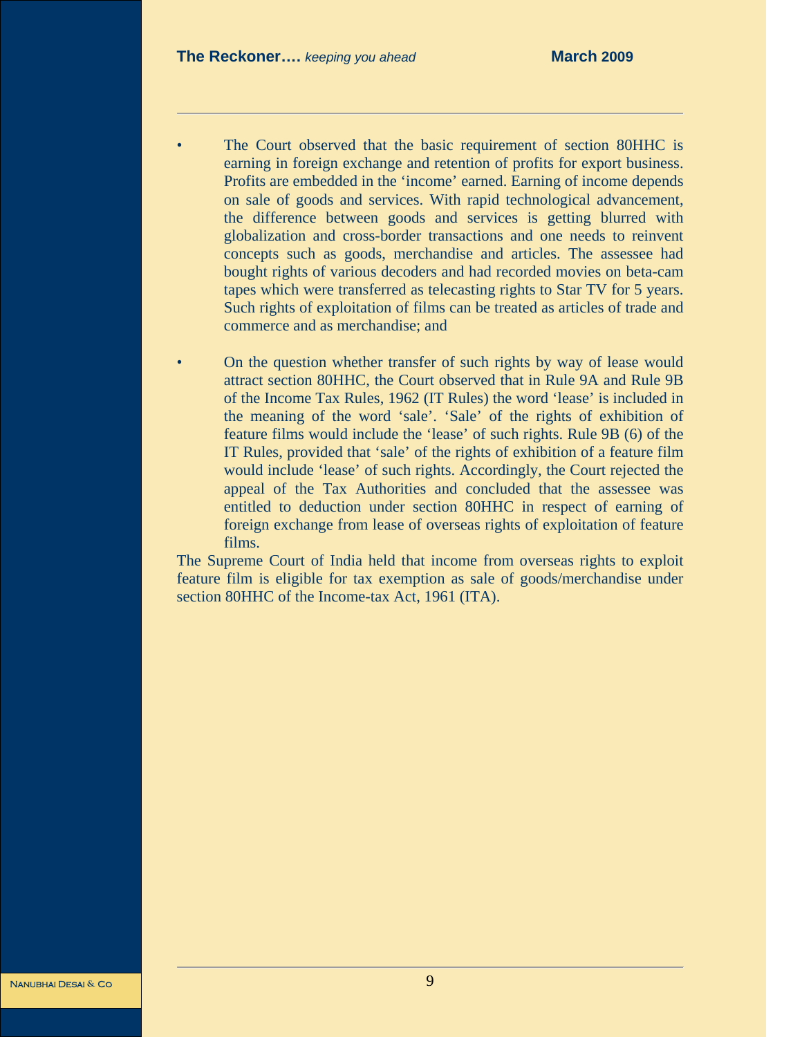- The Court observed that the basic requirement of section 80HHC is earning in foreign exchange and retention of profits for export business. Profits are embedded in the 'income' earned. Earning of income depends on sale of goods and services. With rapid technological advancement, the difference between goods and services is getting blurred with globalization and cross-border transactions and one needs to reinvent concepts such as goods, merchandise and articles. The assessee had bought rights of various decoders and had recorded movies on beta-cam tapes which were transferred as telecasting rights to Star TV for 5 years. Such rights of exploitation of films can be treated as articles of trade and commerce and as merchandise; and

- On the question whether transfer of such rights by way of lease would attract section 80HHC, the Court observed that in Rule 9A and Rule 9B of the Income Tax Rules, 1962 (IT Rules) the word 'lease' is included in the meaning of the word 'sale'. 'Sale' of the rights of exhibition of feature films would include the 'lease' of such rights. Rule 9B (6) of the IT Rules, provided that 'sale' of the rights of exhibition of a feature film would include 'lease' of such rights. Accordingly, the Court rejected the appeal of the Tax Authorities and concluded that the assessee was entitled to deduction under section 80HHC in respect of earning of foreign exchange from lease of overseas rights of exploitation of feature films.

The Supreme Court of India held that income from overseas rights to exploit feature film is eligible for tax exemption as sale of goods/merchandise under section 80HHC of the Income-tax Act, 1961 (ITA).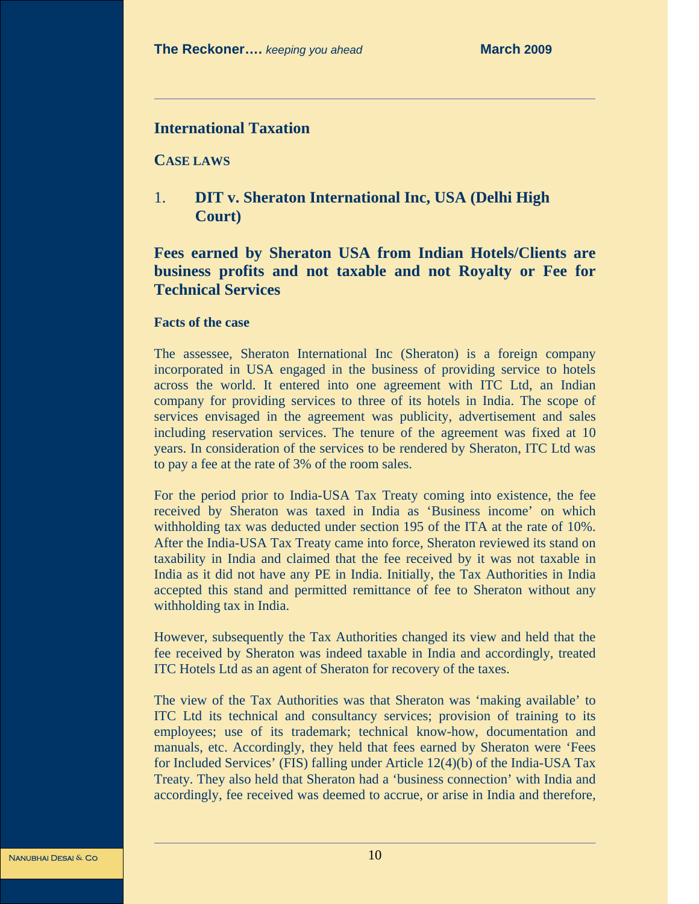## International Taxation

### CASE LAWS

### 1. DIT v. Sheraton International Inc, USA (Delhi High Court)

### Fees earned by Sheraton USA from Indian Hotels/Clients are business profits and not taxable and not Royalty or Fee for Technical Services

**Facts of the case**

The assessee, Sheraton International Inc (Sheraton) is a foreign company incorporated in USA engaged in the business of providing service to hotels across the world. It entered into one agreement with ITC Ltd, an Indian company for providing services to three of its hotels in India. The scope of services envisaged in the agreement was publicity, advertisement and sales including reservation services. The tenure of the agreement was fixed at 10 years. In consideration of the services to be rendered by Sheraton, ITC Ltd was to pay a fee at the rate of 3% of the room sales.

For the period prior to India-USA Tax Treaty coming into existence, the fee received by Sheraton was taxed in India as 'Business income' on which withholding tax was deducted under section 195 of the ITA at the rate of 10%. After the India-USA Tax Treaty came into force, Sheraton reviewed its stand on taxability in India and claimed that the fee received by it was not taxable in India as it did not have any PE in India. Initially, the Tax Authorities in India accepted this stand and permitted remittance of fee to Sheraton without any withholding tax in India.

However, subsequently the Tax Authorities changed its view and held that the fee received by Sheraton was indeed taxable in India and accordingly, treated ITC Hotels Ltd as an agent of Sheraton for recovery of the taxes.

The view of the Tax Authorities was that Sheraton was 'making available' to ITC Ltd its technical and consultancy services; provision of training to its employees; use of its trademark; technical know-how, documentation and manuals, etc. Accordingly, they held that fees earned by Sheraton were 'Fees for Included Services' (FIS) falling under Article 12(4)(b) of the India-USA Tax Treaty. They also held that Sheraton had a 'business connection' with India and accordingly, fee received was deemed to accrue, or arise in India and therefore,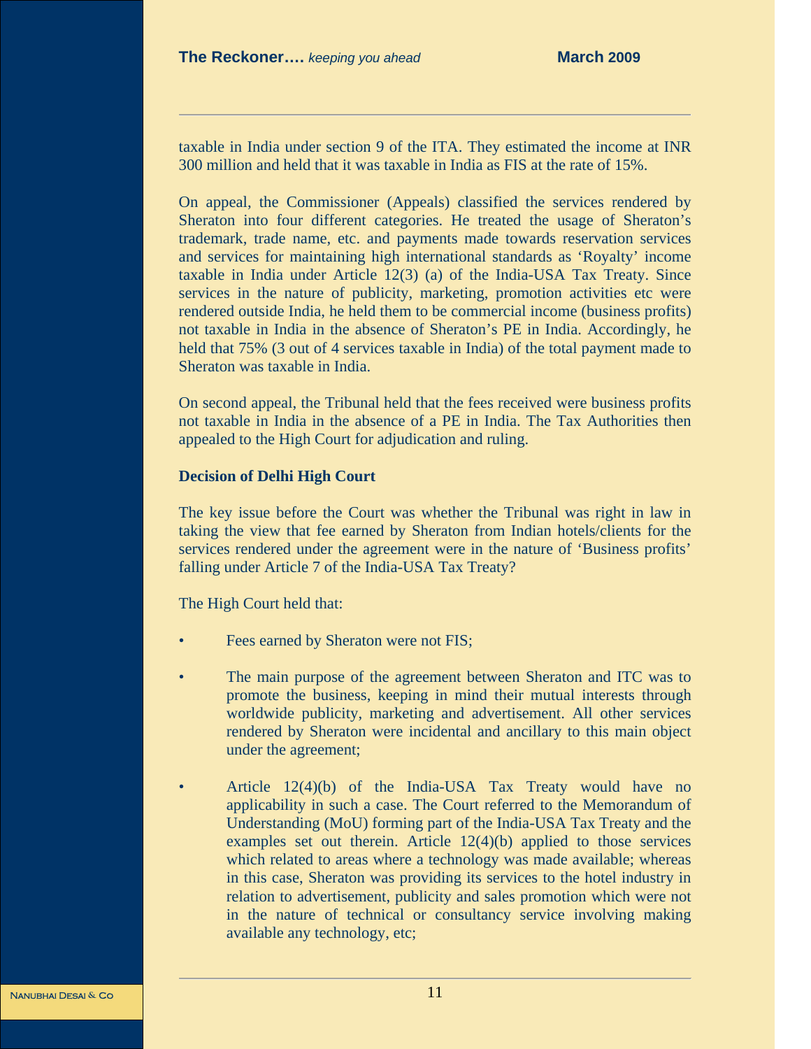taxable in India under section 9 of the ITA. They estimated the income at INR 300 million and held that it was taxable in India as FIS at the rate of 15%.

On appeal, the Commissioner (Appeals) classified the services rendered by Sheraton into four different categories. He treated the usage of Sheraton's trademark, trade name, etc. and payments made towards reservation services and services for maintaining high international standards as 'Royalty' income taxable in India under Article 12(3) (a) of the India-USA Tax Treaty. Since services in the nature of publicity, marketing, promotion activities etc were rendered outside India, he held them to be commercial income (business profits) not taxable in India in the absence of Sheraton's PE in India. Accordingly, he held that 75% (3 out of 4 services taxable in India) of the total payment made to Sheraton was taxable in India.

On second appeal, the Tribunal held that the fees received were business profits not taxable in India in the absence of a PE in India. The Tax Authorities then appealed to the High Court for adjudication and ruling.

**Decision of Delhi High Court**

The key issue before the Court was whether the Tribunal was right in law in taking the view that fee earned by Sheraton from Indian hotels/clients for the services rendered under the agreement were in the nature of 'Business profits' falling under Article 7 of the India-USA Tax Treaty?

The High Court held that:

- Fees earned by Sheraton were not FIS;
- The main purpose of the agreement between Sheraton and ITC was to promote the business, keeping in mind their mutual interests through worldwide publicity, marketing and advertisement. All other services rendered by Sheraton were incidental and ancillary to this main object under the agreement;
- Article 12(4)(b) of the India-USA Tax Treaty would have no applicability in such a case. The Court referred to the Memorandum of Understanding (MoU) forming part of the India-USA Tax Treaty and the examples set out therein. Article 12(4)(b) applied to those services which related to areas where a technology was made available; whereas in this case, Sheraton was providing its services to the hotel industry in relation to advertisement, publicity and sales promotion which were not in the nature of technical or consultancy service involving making available any technology, etc;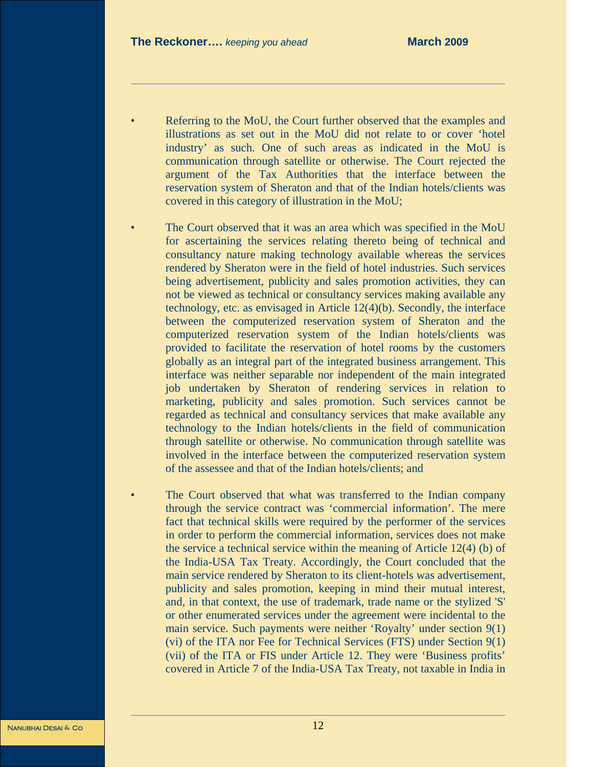- Referring to the MoU, the Court further observed that the examples and illustrations as set out in the MoU did not relate to or cover 'hotel industry' as such. One of such areas as indicated in the MoU is communication through satellite or otherwise. The Court rejected the argument of the Tax Authorities that the interface between the reservation system of Sheraton and that of the Indian hotels/clients was covered in this category of illustration in the MoU;

- The Court observed that it was an area which was specified in the MoU for ascertaining the services relating thereto being of technical and consultancy nature making technology available whereas the services rendered by Sheraton were in the field of hotel industries. Such services being advertisement, publicity and sales promotion activities, they can not be viewed as technical or consultancy services making available any technology, etc. as envisaged in Article 12(4)(b). Secondly, the interface between the computerized reservation system of Sheraton and the computerized reservation system of the Indian hotels/clients was provided to facilitate the reservation of hotel rooms by the customers globally as an integral part of the integrated business arrangement. This interface was neither separable nor independent of the main integrated job undertaken by Sheraton of rendering services in relation to marketing, publicity and sales promotion. Such services cannot be regarded as technical and consultancy services that make available any technology to the Indian hotels/clients in the field of communication through satellite or otherwise. No communication through satellite was involved in the interface between the computerized reservation system of the assessee and that of the Indian hotels/clients; and

- The Court observed that what was transferred to the Indian company through the service contract was 'commercial information'. The mere fact that technical skills were required by the performer of the services in order to perform the commercial information, services does not make the service a technical service within the meaning of Article 12(4) (b) of the India-USA Tax Treaty. Accordingly, the Court concluded that the main service rendered by Sheraton to its client-hotels was advertisement, publicity and sales promotion, keeping in mind their mutual interest, and, in that context, the use of trademark, trade name or the stylized 'S' or other enumerated services under the agreement were incidental to the main service. Such payments were neither 'Royalty' under section 9(1) (vi) of the ITA nor Fee for Technical Services (FTS) under Section 9(1) (vii) of the ITA or FIS under Article 12. They were 'Business profits' covered in Article 7 of the India-USA Tax Treaty, not taxable in India in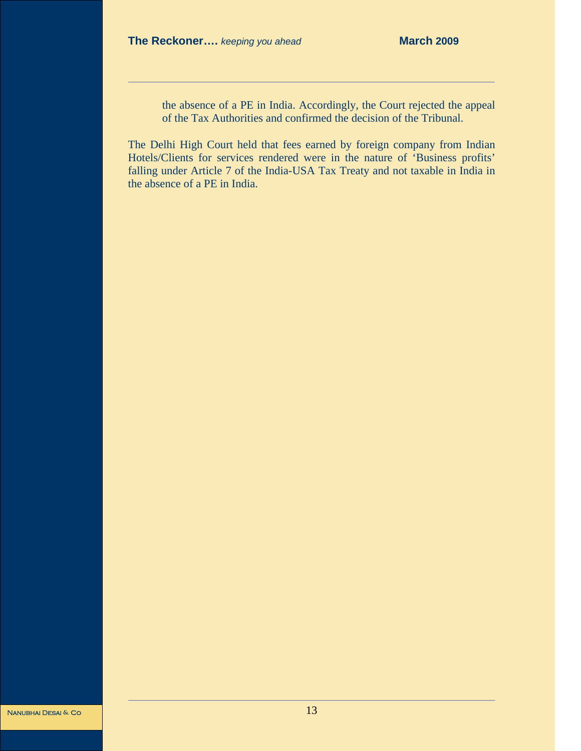the absence of a PE in India. Accordingly, the Court rejected the appeal of the Tax Authorities and confirmed the decision of the Tribunal.

The Delhi High Court held that fees earned by foreign company from Indian Hotels/Clients for services rendered were in the nature of 'Business profits' falling under Article 7 of the India-USA Tax Treaty and not taxable in India in the absence of a PE in India.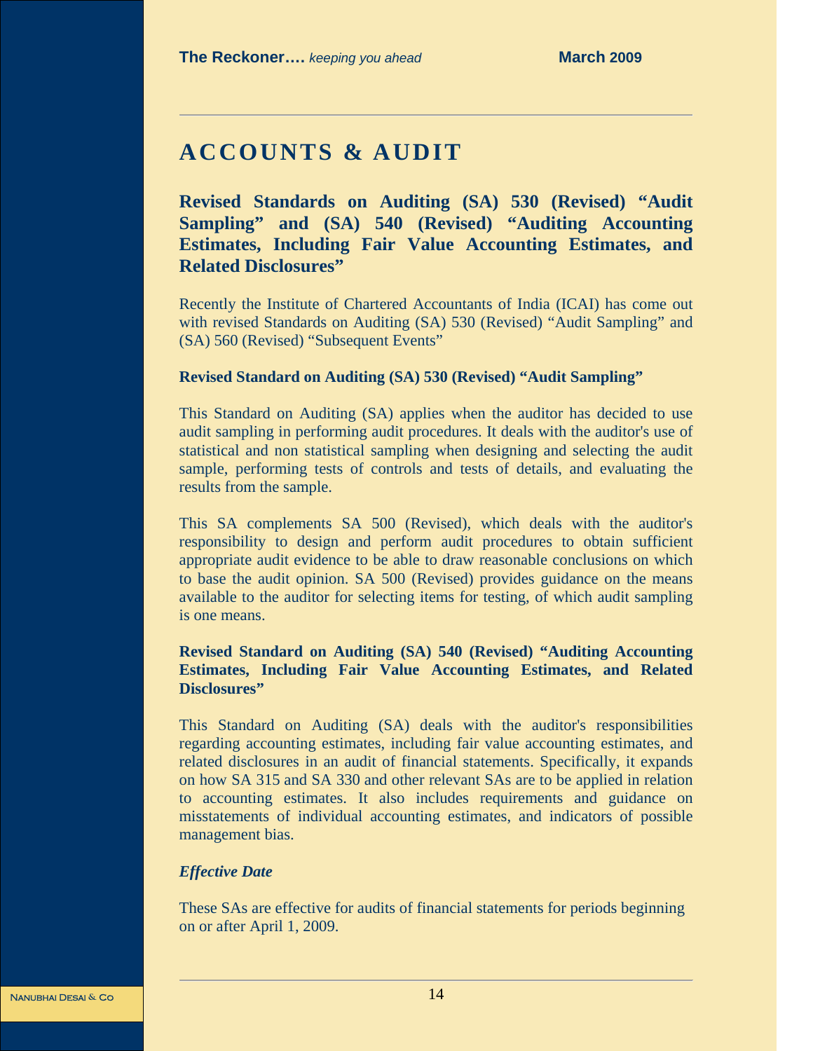# ACCOUNTS & AUDIT

## Revised Standards on Auditing (SA) 530 (Revised) "Audit Sampling" and (SA) 540 (Revised) "Auditing Accounting Estimates, Including Fair Value Accounting Estimates, and Related Disclosures"

Recently the Institute of Chartered Accountants of India (ICAI) has come out with revised Standards on Auditing (SA) 530 (Revised) "Audit Sampling" and (SA) 560 (Revised) "Subsequent Events"

### Revised Standard on Auditing (SA) 530 (Revised) "Audit Sampling"

This Standard on Auditing (SA) applies when the auditor has decided to use audit sampling in performing audit procedures. It deals with the auditor's use of statistical and non statistical sampling when designing and selecting the audit sample, performing tests of controls and tests of details, and evaluating the results from the sample.

This SA complements SA 500 (Revised), which deals with the auditor's responsibility to design and perform audit procedures to obtain sufficient appropriate audit evidence to be able to draw reasonable conclusions on which to base the audit opinion. SA 500 (Revised) provides guidance on the means available to the auditor for selecting items for testing, of which audit sampling is one means.

### Revised Standard on Auditing (SA) 540 (Revised) "Auditing Accounting Estimates, Including Fair Value Accounting Estimates, and Related Disclosures"

This Standard on Auditing (SA) deals with the auditor's responsibilities regarding accounting estimates, including fair value accounting estimates, and related disclosures in an audit of financial statements. Specifically, it expands on how SA 315 and SA 330 and other relevant SAs are to be applied in relation to accounting estimates. It also includes requirements and guidance on misstatements of individual accounting estimates, and indicators of possible management bias.

#### *Effective Date*

These SAs are effective for audits of financial statements for periods beginning on or after April 1, 2009.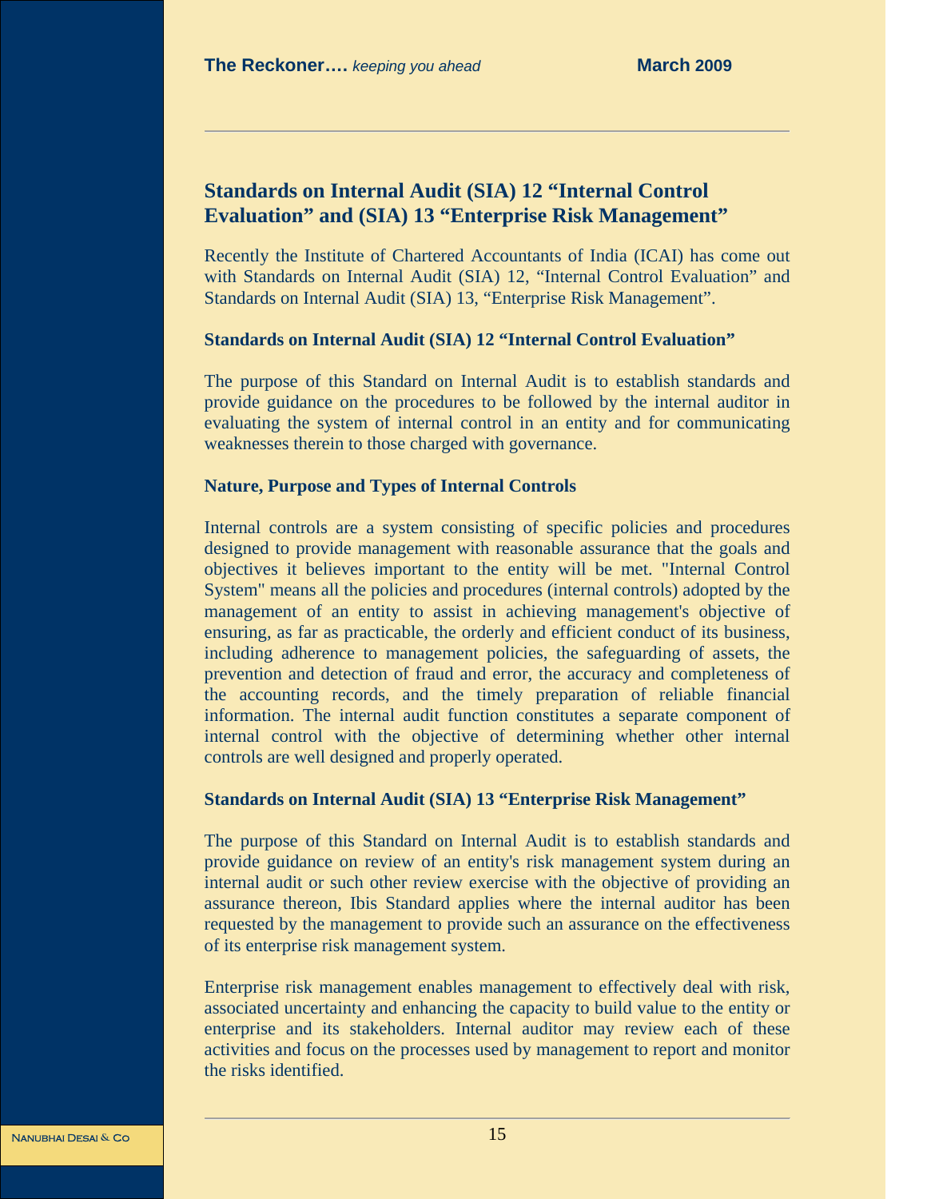## Standards on Internal Audit (SIA) 12 "Internal Control Evaluation" and (SIA) 13 "Enterprise Risk Management"

Recently the Institute of Chartered Accountants of India (ICAI) has come out with Standards on Internal Audit (SIA) 12, "Internal Control Evaluation" and Standards on Internal Audit (SIA) 13, "Enterprise Risk Management".

### Standards on Internal Audit (SIA) 12 "Internal Control Evaluation"

The purpose of this Standard on Internal Audit is to establish standards and provide guidance on the procedures to be followed by the internal auditor in evaluating the system of internal control in an entity and for communicating weaknesses therein to those charged with governance.

### Nature, Purpose and Types of Internal Controls

Internal controls are a system consisting of specific policies and procedures designed to provide management with reasonable assurance that the goals and objectives it believes important to the entity will be met. "Internal Control System" means all the policies and procedures (internal controls) adopted by the management of an entity to assist in achieving management's objective of ensuring, as far as practicable, the orderly and efficient conduct of its business, including adherence to management policies, the safeguarding of assets, the prevention and detection of fraud and error, the accuracy and completeness of the accounting records, and the timely preparation of reliable financial information. The internal audit function constitutes a separate component of internal control with the objective of determining whether other internal controls are well designed and properly operated.

### Standards on Internal Audit (SIA) 13 "Enterprise Risk Management"

The purpose of this Standard on Internal Audit is to establish standards and provide guidance on review of an entity's risk management system during an internal audit or such other review exercise with the objective of providing an assurance thereon, Ibis Standard applies where the internal auditor has been requested by the management to provide such an assurance on the effectiveness of its enterprise risk management system.

Enterprise risk management enables management to effectively deal with risk, associated uncertainty and enhancing the capacity to build value to the entity or enterprise and its stakeholders. Internal auditor may review each of these activities and focus on the processes used by management to report and monitor the risks identified.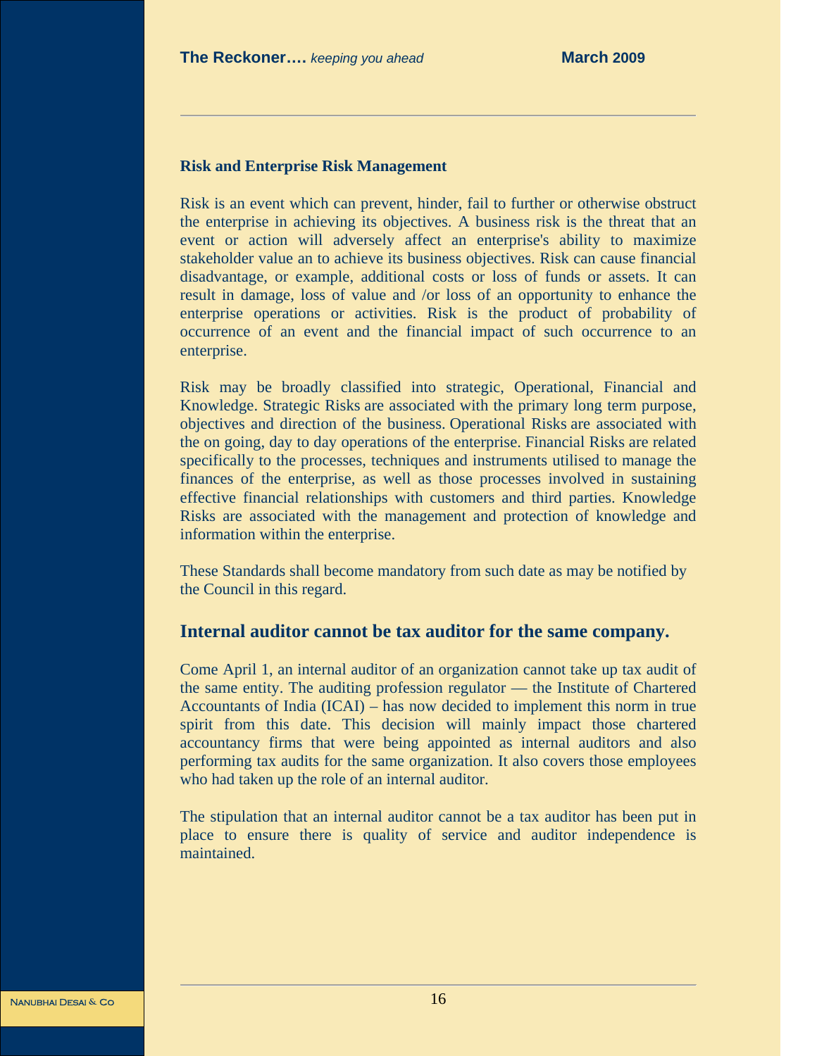**Risk and Enterprise Risk Management**

Risk is an event which can prevent, hinder, fail to further or otherwise obstruct the enterprise in achieving its objectives. A business risk is the threat that an event or action will adversely affect an enterprise's ability to maximize stakeholder value an to achieve its business objectives. Risk can cause financial disadvantage, or example, additional costs or loss of funds or assets. It can result in damage, loss of value and /or loss of an opportunity to enhance the enterprise operations or activities. Risk is the product of probability of occurrence of an event and the financial impact of such occurrence to an enterprise.

Risk may be broadly classified into strategic, Operational, Financial and Knowledge. Strategic Risks are associated with the primary long term purpose, objectives and direction of the business. Operational Risks are associated with the on going, day to day operations of the enterprise. Financial Risks are related specifically to the processes, techniques and instruments utilised to manage the finances of the enterprise, as well as those processes involved in sustaining effective financial relationships with customers and third parties. Knowledge Risks are associated with the management and protection of knowledge and information within the enterprise.

These Standards shall become mandatory from such date as may be notified by the Council in this regard.

## Internal auditor cannot be tax auditor for the same company.

Come April 1, an internal auditor of an organization cannot take up tax audit of the same entity. The auditing profession regulator — the Institute of Chartered Accountants of India (ICAI) – has now decided to implement this norm in true spirit from this date. This decision will mainly impact those chartered accountancy firms that were being appointed as internal auditors and also performing tax audits for the same organization. It also covers those employees who had taken up the role of an internal auditor.

The stipulation that an internal auditor cannot be a tax auditor has been put in place to ensure there is quality of service and auditor independence is maintained.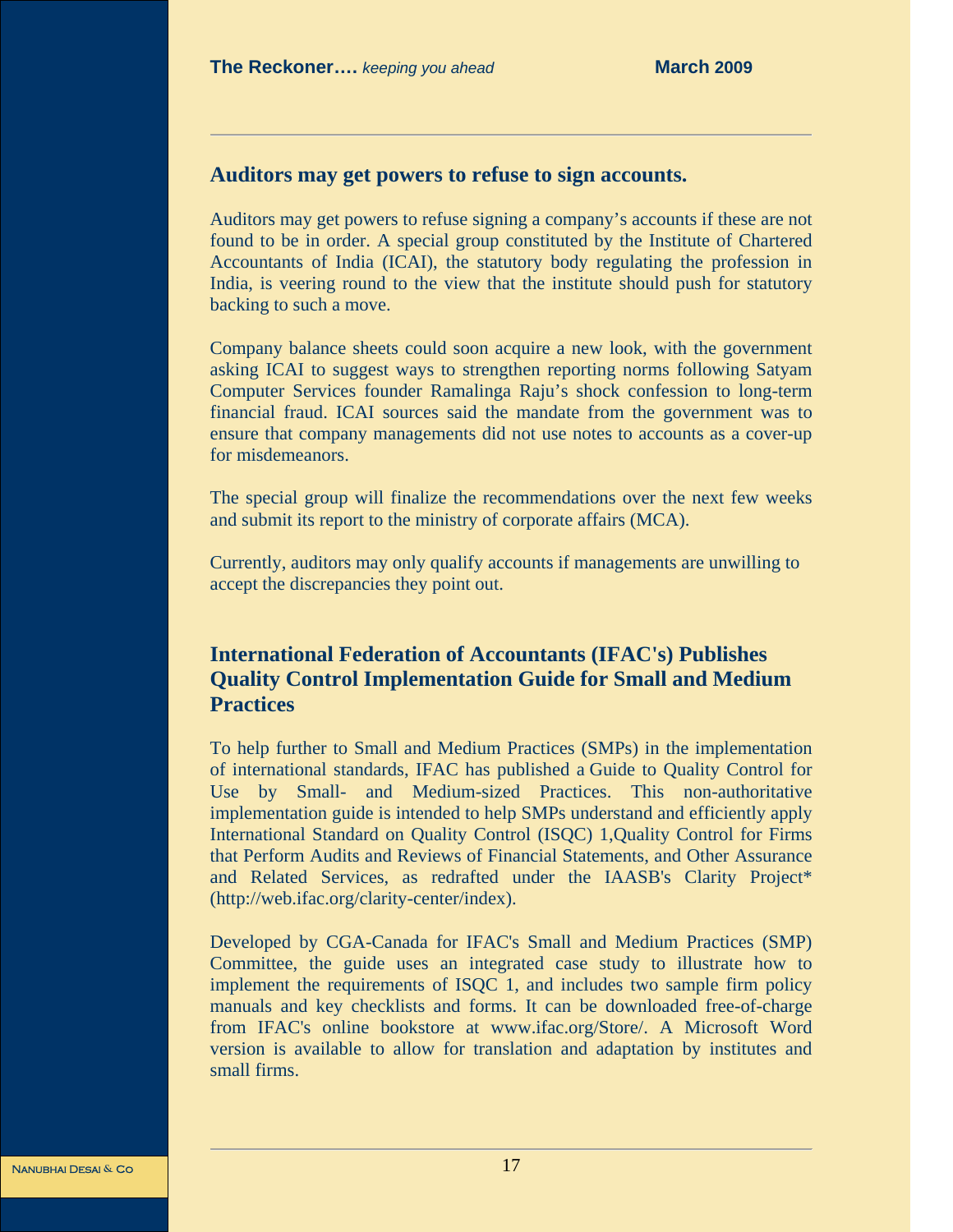## Auditors may get powers to refuse to sign accounts.

Auditors may get powers to refuse signing a company's accounts if these are not found to be in order. A special group constituted by the Institute of Chartered Accountants of India (ICAI), the statutory body regulating the profession in India, is veering round to the view that the institute should push for statutory backing to such a move.

Company balance sheets could soon acquire a new look, with the government asking ICAI to suggest ways to strengthen reporting norms following Satyam Computer Services founder Ramalinga Raju's shock confession to long-term financial fraud. ICAI sources said the mandate from the government was to ensure that company managements did not use notes to accounts as a cover-up for misdemeanors.

The special group will finalize the recommendations over the next few weeks and submit its report to the ministry of corporate affairs (MCA).

Currently, auditors may only qualify accounts if managements are unwilling to accept the discrepancies they point out.

## International Federation of Accountants (IFAC's) Publishes Quality Control Implementation Guide for Small and Medium Practices

To help further to Small and Medium Practices (SMPs) in the implementation of international standards, IFAC has published a Guide to Quality Control for Use by Small- and Medium-sized Practices. This non-authoritative implementation guide is intended to help SMPs understand and efficiently apply International Standard on Quality Control (ISQC) 1,Quality Control for Firms that Perform Audits and Reviews of Financial Statements, and Other Assurance and Related Services, as redrafted under the IAASB's Clarity Project* (http://web.ifac.org/clarity-center/index).

Developed by CGA-Canada for IFAC's Small and Medium Practices (SMP) Committee, the guide uses an integrated case study to illustrate how to implement the requirements of ISQC 1, and includes two sample firm policy manuals and key checklists and forms. It can be downloaded free-of-charge from IFAC's online bookstore at www.ifac.org/Store/. A Microsoft Word version is available to allow for translation and adaptation by institutes and small firms.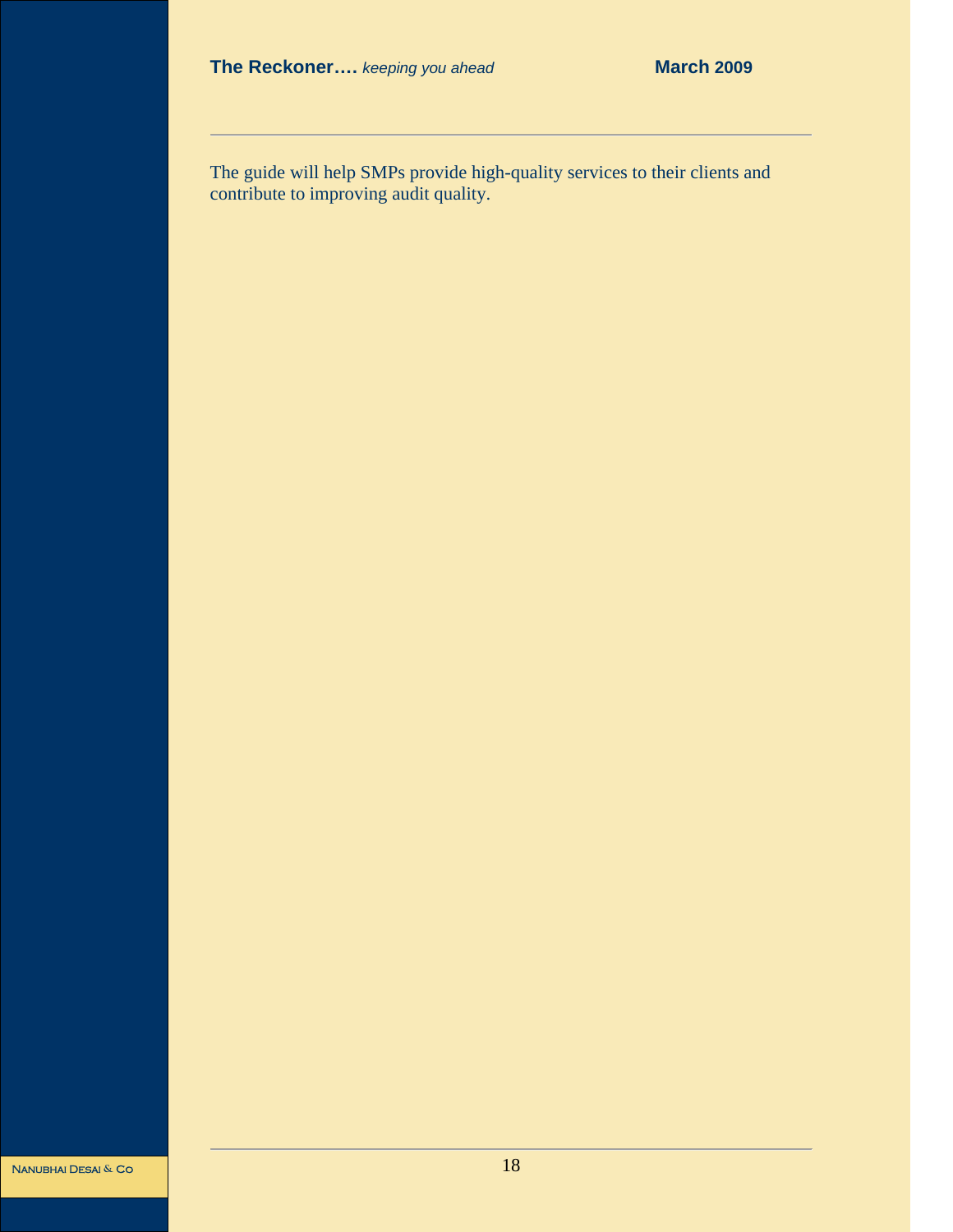The guide will help SMPs provide high-quality services to their clients and contribute to improving audit quality.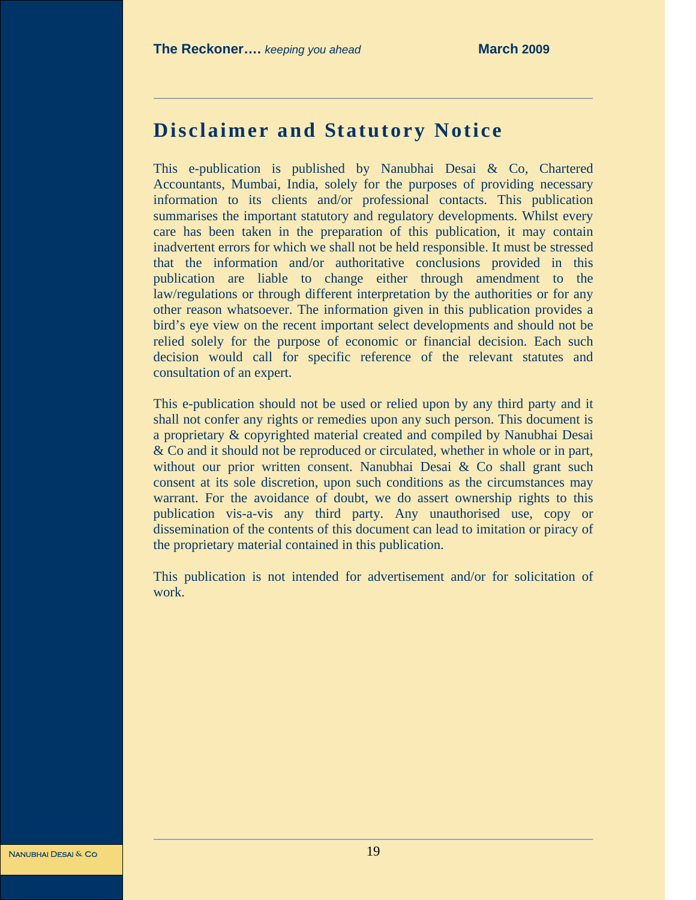# Disclaimer and Statutory Notice

This e-publication is published by Nanubhai Desai & Co, Chartered Accountants, Mumbai, India, solely for the purposes of providing necessary information to its clients and/or professional contacts. This publication summarises the important statutory and regulatory developments. Whilst every care has been taken in the preparation of this publication, it may contain inadvertent errors for which we shall not be held responsible. It must be stressed that the information and/or authoritative conclusions provided in this publication are liable to change either through amendment to the law/regulations or through different interpretation by the authorities or for any other reason whatsoever. The information given in this publication provides a bird's eye view on the recent important select developments and should not be relied solely for the purpose of economic or financial decision. Each such decision would call for specific reference of the relevant statutes and consultation of an expert.

This e-publication should not be used or relied upon by any third party and it shall not confer any rights or remedies upon any such person. This document is a proprietary & copyrighted material created and compiled by Nanubhai Desai & Co and it should not be reproduced or circulated, whether in whole or in part, without our prior written consent. Nanubhai Desai & Co shall grant such consent at its sole discretion, upon such conditions as the circumstances may warrant. For the avoidance of doubt, we do assert ownership rights to this publication vis-a-vis any third party. Any unauthorised use, copy or dissemination of the contents of this document can lead to imitation or piracy of the proprietary material contained in this publication.

This publication is not intended for advertisement and/or for solicitation of work.